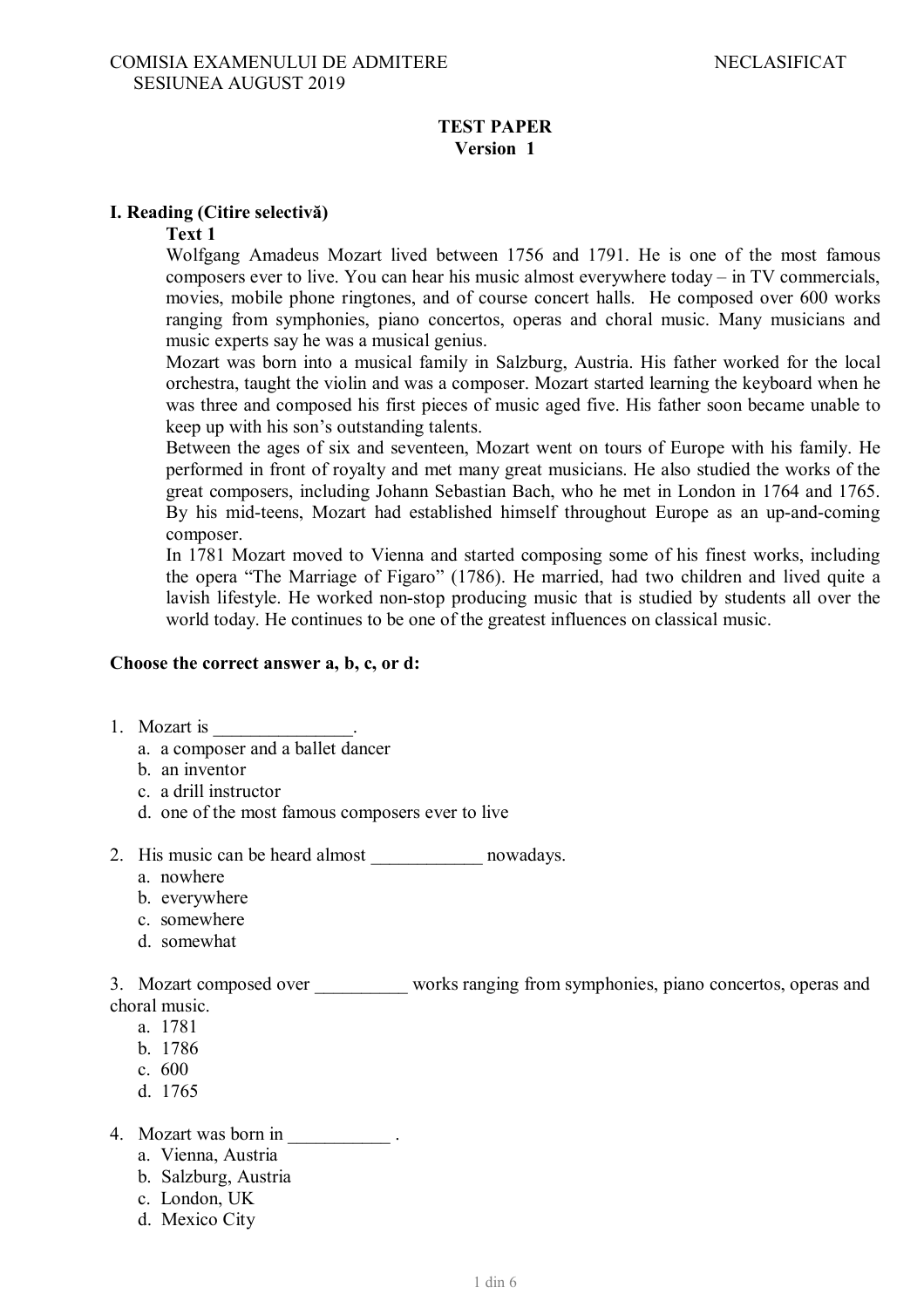COMISIA EXAMENULUI DE ADMITERE NECLASIFICAT
SESIUNEA AUGUST 2019

## TEST PAPER
### Version 1

### I. Reading (Citire selectivă)

**Text 1**

Wolfgang Amadeus Mozart lived between 1756 and 1791. He is one of the most famous composers ever to live. You can hear his music almost everywhere today – in TV commercials, movies, mobile phone ringtones, and of course concert halls. He composed over 600 works ranging from symphonies, piano concertos, operas and choral music. Many musicians and music experts say he was a musical genius.

Mozart was born into a musical family in Salzburg, Austria. His father worked for the local orchestra, taught the violin and was a composer. Mozart started learning the keyboard when he was three and composed his first pieces of music aged five. His father soon became unable to keep up with his son's outstanding talents.

Between the ages of six and seventeen, Mozart went on tours of Europe with his family. He performed in front of royalty and met many great musicians. He also studied the works of the great composers, including Johann Sebastian Bach, who he met in London in 1764 and 1765. By his mid-teens, Mozart had established himself throughout Europe as an up-and-coming composer.

In 1781 Mozart moved to Vienna and started composing some of his finest works, including the opera "The Marriage of Figaro" (1786). He married, had two children and lived quite a lavish lifestyle. He worked non-stop producing music that is studied by students all over the world today. He continues to be one of the greatest influences on classical music.

**Choose the correct answer a, b, c, or d:**

1. Mozart is _______________.
   a. a composer and a ballet dancer
   b. an inventor
   c. a drill instructor
   d. one of the most famous composers ever to live

2. His music can be heard almost ____________ nowadays.
   a. nowhere
   b. everywhere
   c. somewhere
   d. somewhat

3. Mozart composed over __________ works ranging from symphonies, piano concertos, operas and choral music.
   a. 1781
   b. 1786
   c. 600
   d. 1765

4. Mozart was born in ___________ .
   a. Vienna, Austria
   b. Salzburg, Austria
   c. London, UK
   d. Mexico City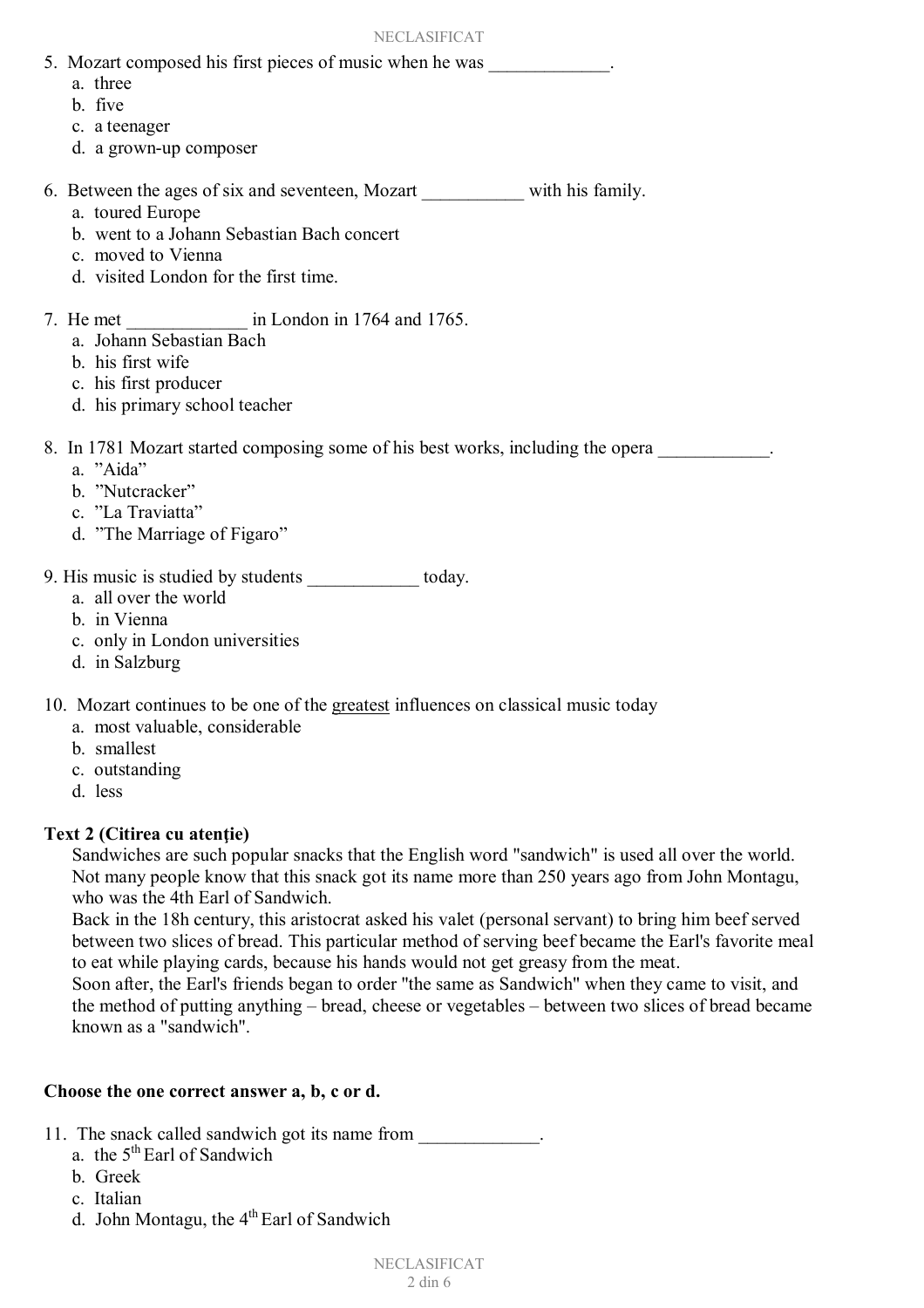5. Mozart composed his first pieces of music when he was _____________.
   a. three
   b. five
   c. a teenager
   d. a grown-up composer

6. Between the ages of six and seventeen, Mozart ___________ with his family.
   a. toured Europe
   b. went to a Johann Sebastian Bach concert
   c. moved to Vienna
   d. visited London for the first time.

7. He met _____________ in London in 1764 and 1765.
   a. Johann Sebastian Bach
   b. his first wife
   c. his first producer
   d. his primary school teacher

8. In 1781 Mozart started composing some of his best works, including the opera ____________.
   a. ”Aida”
   b. ”Nutcracker”
   c. ”La Traviatta”
   d. ”The Marriage of Figaro”

9. His music is studied by students ____________ today.
   a. all over the world
   b. in Vienna
   c. only in London universities
   d. in Salzburg

10. Mozart continues to be one of the <u>greatest</u> influences on classical music today
   a. most valuable, considerable
   b. smallest
   c. outstanding
   d. less

**Text 2 (Citirea cu atenție)**

Sandwiches are such popular snacks that the English word "sandwich" is used all over the world. Not many people know that this snack got its name more than 250 years ago from John Montagu, who was the 4th Earl of Sandwich.

Back in the 18h century, this aristocrat asked his valet (personal servant) to bring him beef served between two slices of bread. This particular method of serving beef became the Earl's favorite meal to eat while playing cards, because his hands would not get greasy from the meat.

Soon after, the Earl's friends began to order "the same as Sandwich" when they came to visit, and the method of putting anything – bread, cheese or vegetables – between two slices of bread became known as a "sandwich".

**Choose the one correct answer a, b, c or d.**

11. The snack called sandwich got its name from _____________.
   a. the 5th Earl of Sandwich
   b. Greek
   c. Italian
   d. John Montagu, the 4th Earl of Sandwich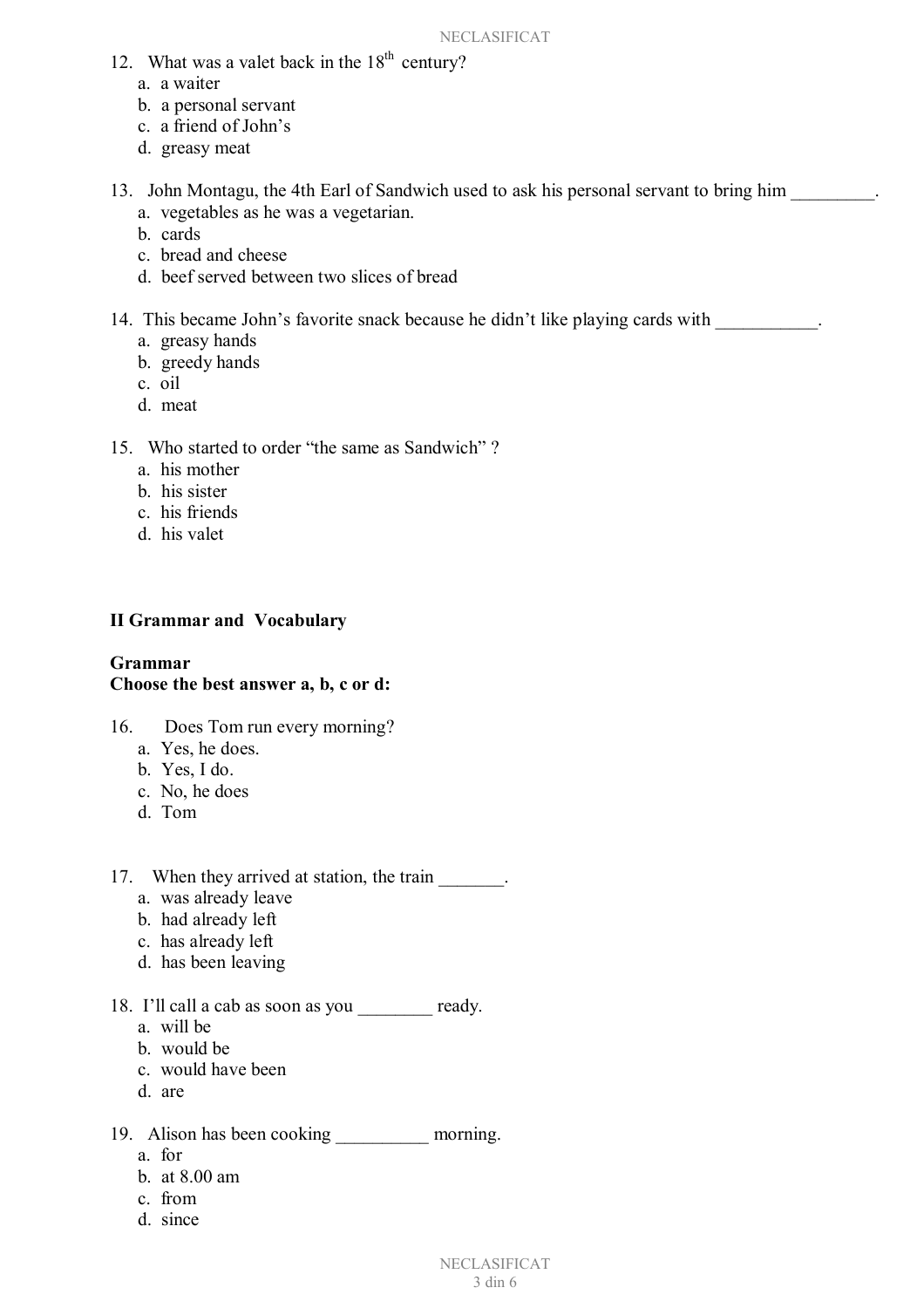12. What was a valet back in the 18$^{th}$ century?
    a. a waiter
    b. a personal servant
    c. a friend of John's
    d. greasy meat

13. John Montagu, the 4th Earl of Sandwich used to ask his personal servant to bring him _________.
    a. vegetables as he was a vegetarian.
    b. cards
    c. bread and cheese
    d. beef served between two slices of bread

14. This became John's favorite snack because he didn't like playing cards with ___________.
    a. greasy hands
    b. greedy hands
    c. oil
    d. meat

15. Who started to order "the same as Sandwich" ?
    a. his mother
    b. his sister
    c. his friends
    d. his valet

## II Grammar and Vocabulary

### Grammar

**Choose the best answer a, b, c or d:**

16. Does Tom run every morning?
    a. Yes, he does.
    b. Yes, I do.
    c. No, he does
    d. Tom

17. When they arrived at station, the train _______.
    a. was already leave
    b. had already left
    c. has already left
    d. has been leaving

18. I'll call a cab as soon as you ________ ready.
    a. will be
    b. would be
    c. would have been
    d. are

19. Alison has been cooking __________ morning.
    a. for
    b. at 8.00 am
    c. from
    d. since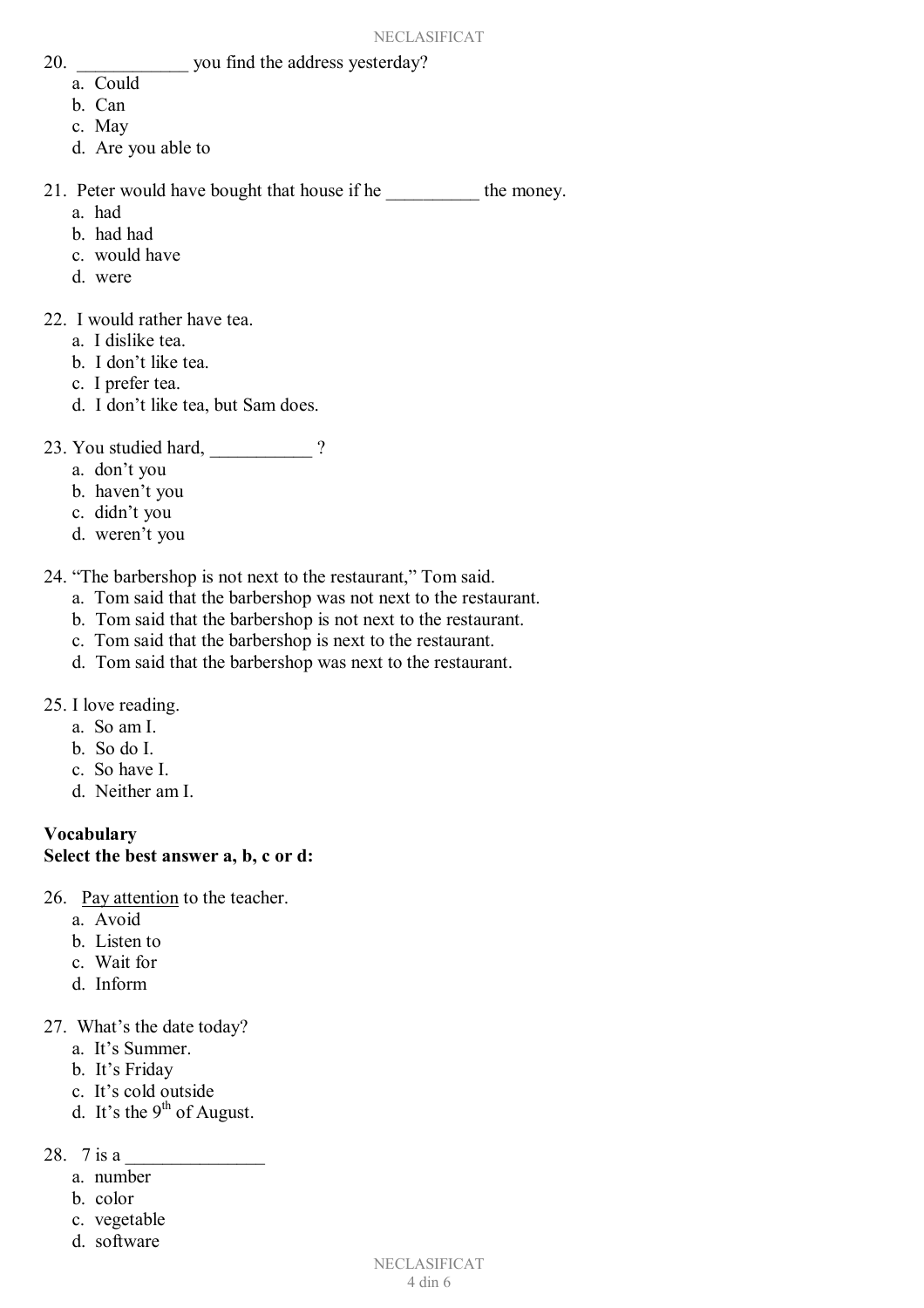20. ____________ you find the address yesterday?
    a. Could
    b. Can
    c. May
    d. Are you able to

21. Peter would have bought that house if he __________ the money.
    a. had
    b. had had
    c. would have
    d. were

22. I would rather have tea.
    a. I dislike tea.
    b. I don't like tea.
    c. I prefer tea.
    d. I don't like tea, but Sam does.

23. You studied hard, ___________ ?
    a. don't you
    b. haven't you
    c. didn't you
    d. weren't you

24. "The barbershop is not next to the restaurant," Tom said.
    a. Tom said that the barbershop was not next to the restaurant.
    b. Tom said that the barbershop is not next to the restaurant.
    c. Tom said that the barbershop is next to the restaurant.
    d. Tom said that the barbershop was next to the restaurant.

25. I love reading.
    a. So am I.
    b. So do I.
    c. So have I.
    d. Neither am I.

**Vocabulary**
**Select the best answer a, b, c or d:**

26. <u>Pay attention</u> to the teacher.
    a. Avoid
    b. Listen to
    c. Wait for
    d. Inform

27. What's the date today?
    a. It's Summer.
    b. It's Friday
    c. It's cold outside
    d. It's the 9th of August.

28. 7 is a _______________
    a. number
    b. color
    c. vegetable
    d. software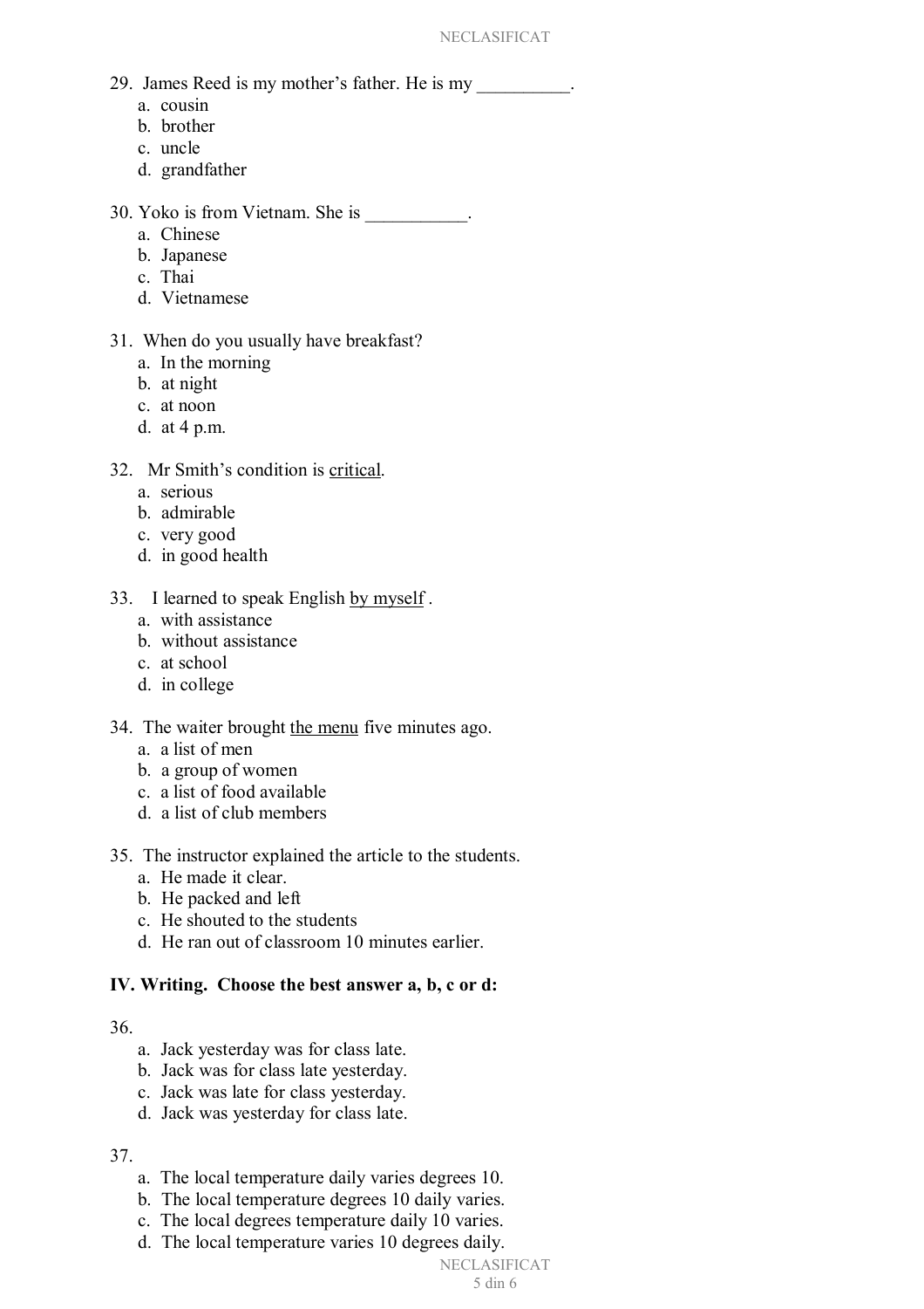29. James Reed is my mother's father. He is my __________.
    a. cousin
    b. brother
    c. uncle
    d. grandfather

30. Yoko is from Vietnam. She is ___________.
    a. Chinese
    b. Japanese
    c. Thai
    d. Vietnamese

31. When do you usually have breakfast?
    a. In the morning
    b. at night
    c. at noon
    d. at 4 p.m.

32. Mr Smith's condition is <u>critical</u>.
    a. serious
    b. admirable
    c. very good
    d. in good health

33. I learned to speak English <u>by myself</u> .
    a. with assistance
    b. without assistance
    c. at school
    d. in college

34. The waiter brought <u>the menu</u> five minutes ago.
    a. a list of men
    b. a group of women
    c. a list of food available
    d. a list of club members

35. The instructor explained the article to the students.
    a. He made it clear.
    b. He packed and left
    c. He shouted to the students
    d. He ran out of classroom 10 minutes earlier.

**IV. Writing. Choose the best answer a, b, c or d:**

36.
    a. Jack yesterday was for class late.
    b. Jack was for class late yesterday.
    c. Jack was late for class yesterday.
    d. Jack was yesterday for class late.

37.
    a. The local temperature daily varies degrees 10.
    b. The local temperature degrees 10 daily varies.
    c. The local degrees temperature daily 10 varies.
    d. The local temperature varies 10 degrees daily.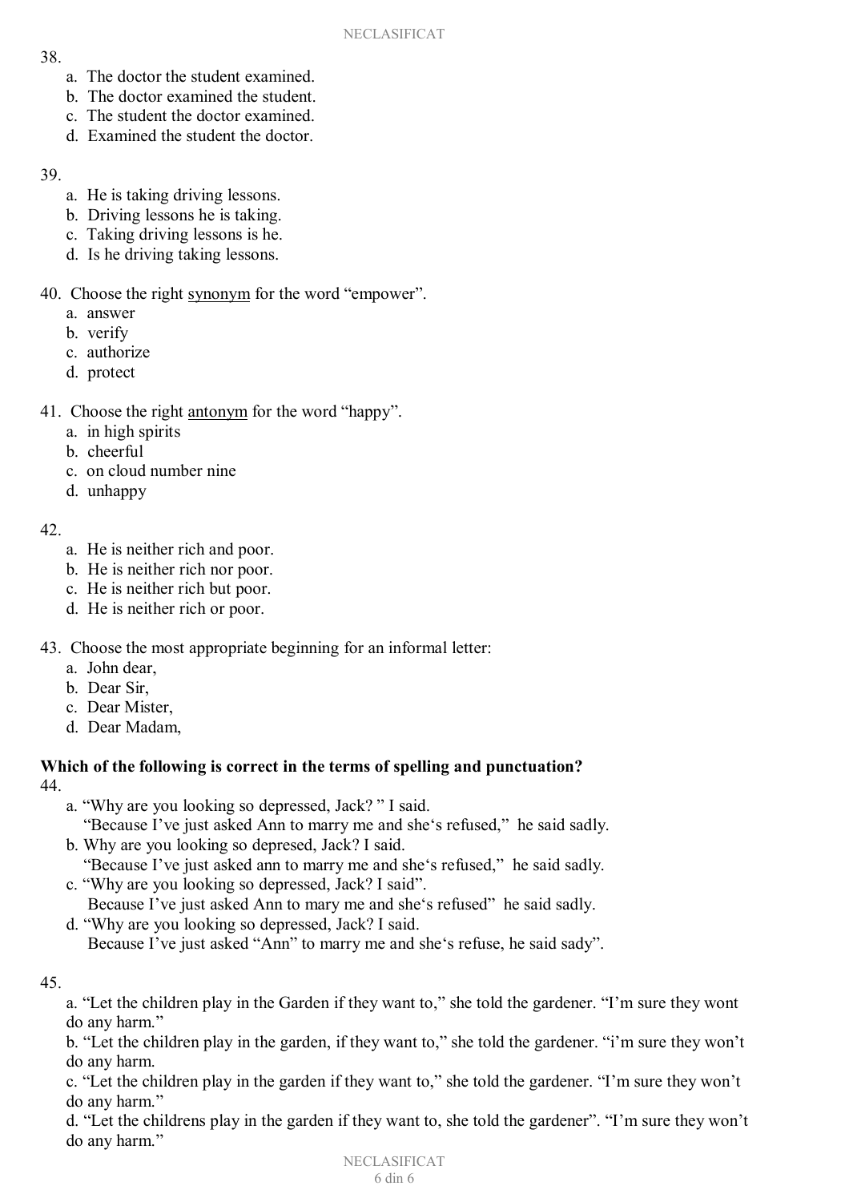38.

a. The doctor the student examined.
b. The doctor examined the student.
c. The student the doctor examined.
d. Examined the student the doctor.

39.

a. He is taking driving lessons.
b. Driving lessons he is taking.
c. Taking driving lessons is he.
d. Is he driving taking lessons.

40. Choose the right synonym for the word "empower".

a. answer
b. verify
c. authorize
d. protect

41. Choose the right antonym for the word "happy".

a. in high spirits
b. cheerful
c. on cloud number nine
d. unhappy

42.

a. He is neither rich and poor.
b. He is neither rich nor poor.
c. He is neither rich but poor.
d. He is neither rich or poor.

43. Choose the most appropriate beginning for an informal letter:

a. John dear,
b. Dear Sir,
c. Dear Mister,
d. Dear Madam,

**Which of the following is correct in the terms of spelling and punctuation?**

44.

a. "Why are you looking so depressed, Jack? " I said.
"Because I've just asked Ann to marry me and she's refused," he said sadly.
b. Why are you looking so depresed, Jack? I said.
"Because I've just asked ann to marry me and she's refused," he said sadly.
c. "Why are you looking so depressed, Jack? I said".
Because I've just asked Ann to mary me and she's refused" he said sadly.
d. "Why are you looking so depressed, Jack? I said.
Because I've just asked "Ann" to marry me and she's refuse, he said sady".

45.

a. "Let the children play in the Garden if they want to," she told the gardener. "I'm sure they wont do any harm."
b. "Let the children play in the garden, if they want to," she told the gardener. "i'm sure they won't do any harm.
c. "Let the children play in the garden if they want to," she told the gardener. "I'm sure they won't do any harm."
d. "Let the childrens play in the garden if they want to, she told the gardener". "I'm sure they won't do any harm."